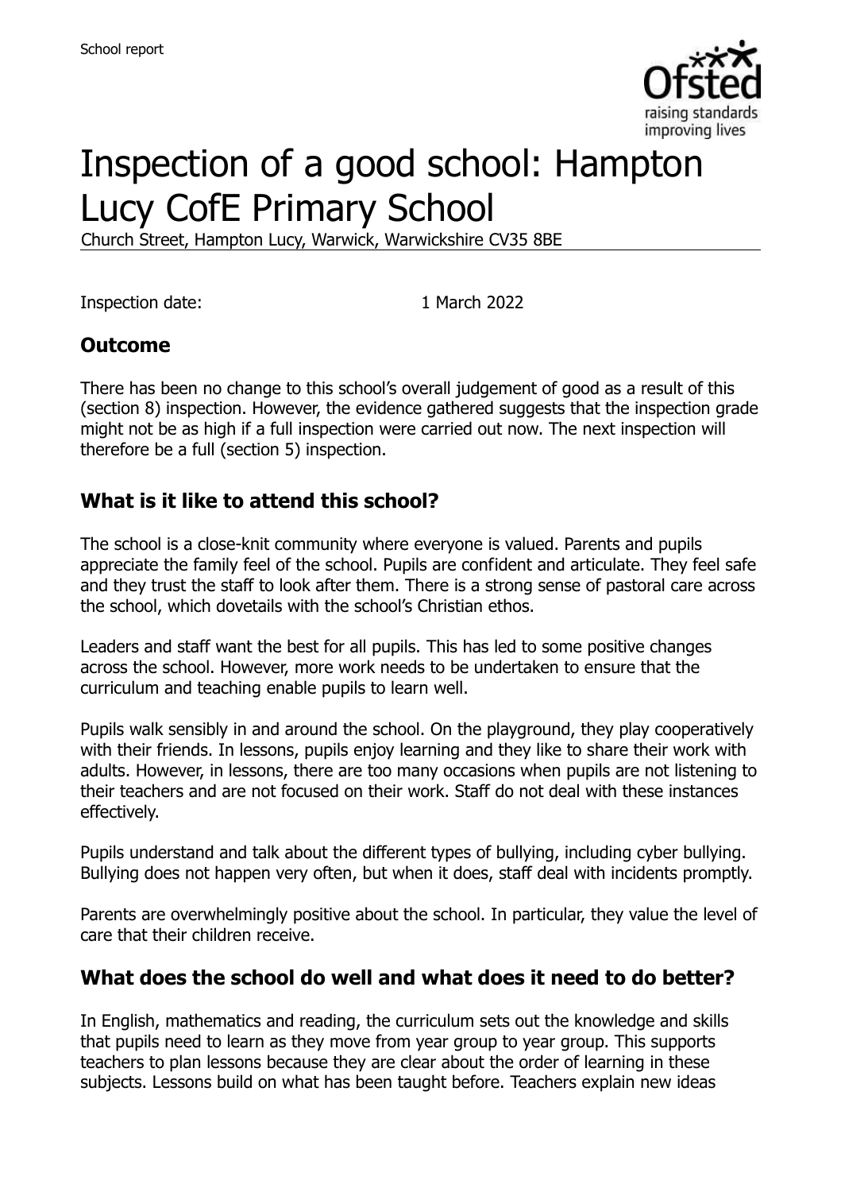# Inspection of a good school: Hampton Lucy CofE Primary School

Church Street, Hampton Lucy, Warwick, Warwickshire CV35 8BE

Inspection date: 1 March 2022

## Outcome

There has been no change to this school's overall judgement of good as a result of this (section 8) inspection. However, the evidence gathered suggests that the inspection grade might not be as high if a full inspection were carried out now. The next inspection will therefore be a full (section 5) inspection.

## What is it like to attend this school?

The school is a close-knit community where everyone is valued. Parents and pupils appreciate the family feel of the school. Pupils are confident and articulate. They feel safe and they trust the staff to look after them. There is a strong sense of pastoral care across the school, which dovetails with the school's Christian ethos.

Leaders and staff want the best for all pupils. This has led to some positive changes across the school. However, more work needs to be undertaken to ensure that the curriculum and teaching enable pupils to learn well.

Pupils walk sensibly in and around the school. On the playground, they play cooperatively with their friends. In lessons, pupils enjoy learning and they like to share their work with adults. However, in lessons, there are too many occasions when pupils are not listening to their teachers and are not focused on their work. Staff do not deal with these instances effectively.

Pupils understand and talk about the different types of bullying, including cyber bullying. Bullying does not happen very often, but when it does, staff deal with incidents promptly.

Parents are overwhelmingly positive about the school. In particular, they value the level of care that their children receive.

## What does the school do well and what does it need to do better?

In English, mathematics and reading, the curriculum sets out the knowledge and skills that pupils need to learn as they move from year group to year group. This supports teachers to plan lessons because they are clear about the order of learning in these subjects. Lessons build on what has been taught before. Teachers explain new ideas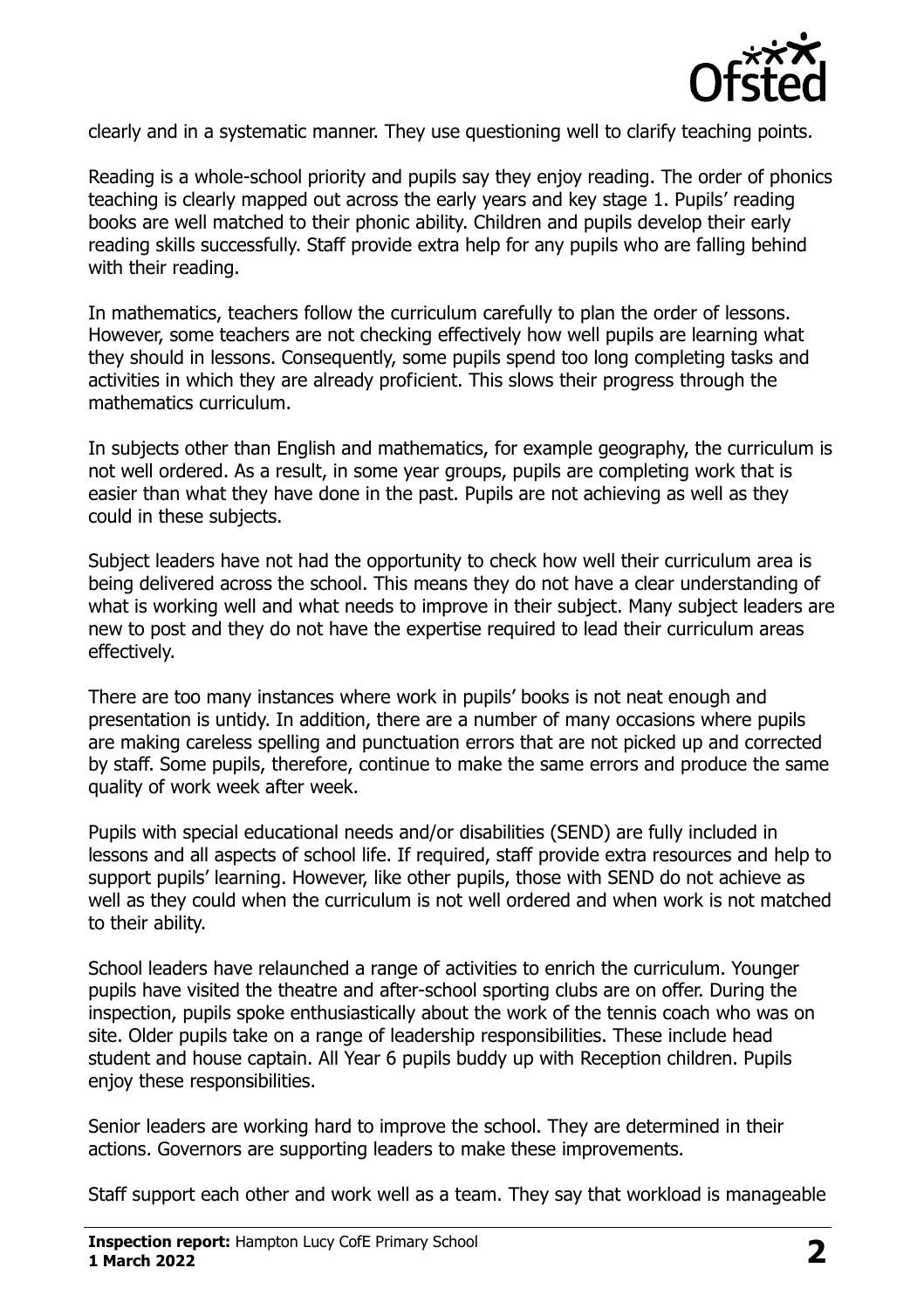clearly and in a systematic manner. They use questioning well to clarify teaching points.

Reading is a whole-school priority and pupils say they enjoy reading. The order of phonics teaching is clearly mapped out across the early years and key stage 1. Pupils' reading books are well matched to their phonic ability. Children and pupils develop their early reading skills successfully. Staff provide extra help for any pupils who are falling behind with their reading.

In mathematics, teachers follow the curriculum carefully to plan the order of lessons. However, some teachers are not checking effectively how well pupils are learning what they should in lessons. Consequently, some pupils spend too long completing tasks and activities in which they are already proficient. This slows their progress through the mathematics curriculum.

In subjects other than English and mathematics, for example geography, the curriculum is not well ordered. As a result, in some year groups, pupils are completing work that is easier than what they have done in the past. Pupils are not achieving as well as they could in these subjects.

Subject leaders have not had the opportunity to check how well their curriculum area is being delivered across the school. This means they do not have a clear understanding of what is working well and what needs to improve in their subject. Many subject leaders are new to post and they do not have the expertise required to lead their curriculum areas effectively.

There are too many instances where work in pupils' books is not neat enough and presentation is untidy. In addition, there are a number of many occasions where pupils are making careless spelling and punctuation errors that are not picked up and corrected by staff. Some pupils, therefore, continue to make the same errors and produce the same quality of work week after week.

Pupils with special educational needs and/or disabilities (SEND) are fully included in lessons and all aspects of school life. If required, staff provide extra resources and help to support pupils' learning. However, like other pupils, those with SEND do not achieve as well as they could when the curriculum is not well ordered and when work is not matched to their ability.

School leaders have relaunched a range of activities to enrich the curriculum. Younger pupils have visited the theatre and after-school sporting clubs are on offer. During the inspection, pupils spoke enthusiastically about the work of the tennis coach who was on site. Older pupils take on a range of leadership responsibilities. These include head student and house captain. All Year 6 pupils buddy up with Reception children. Pupils enjoy these responsibilities.

Senior leaders are working hard to improve the school. They are determined in their actions. Governors are supporting leaders to make these improvements.

Staff support each other and work well as a team. They say that workload is manageable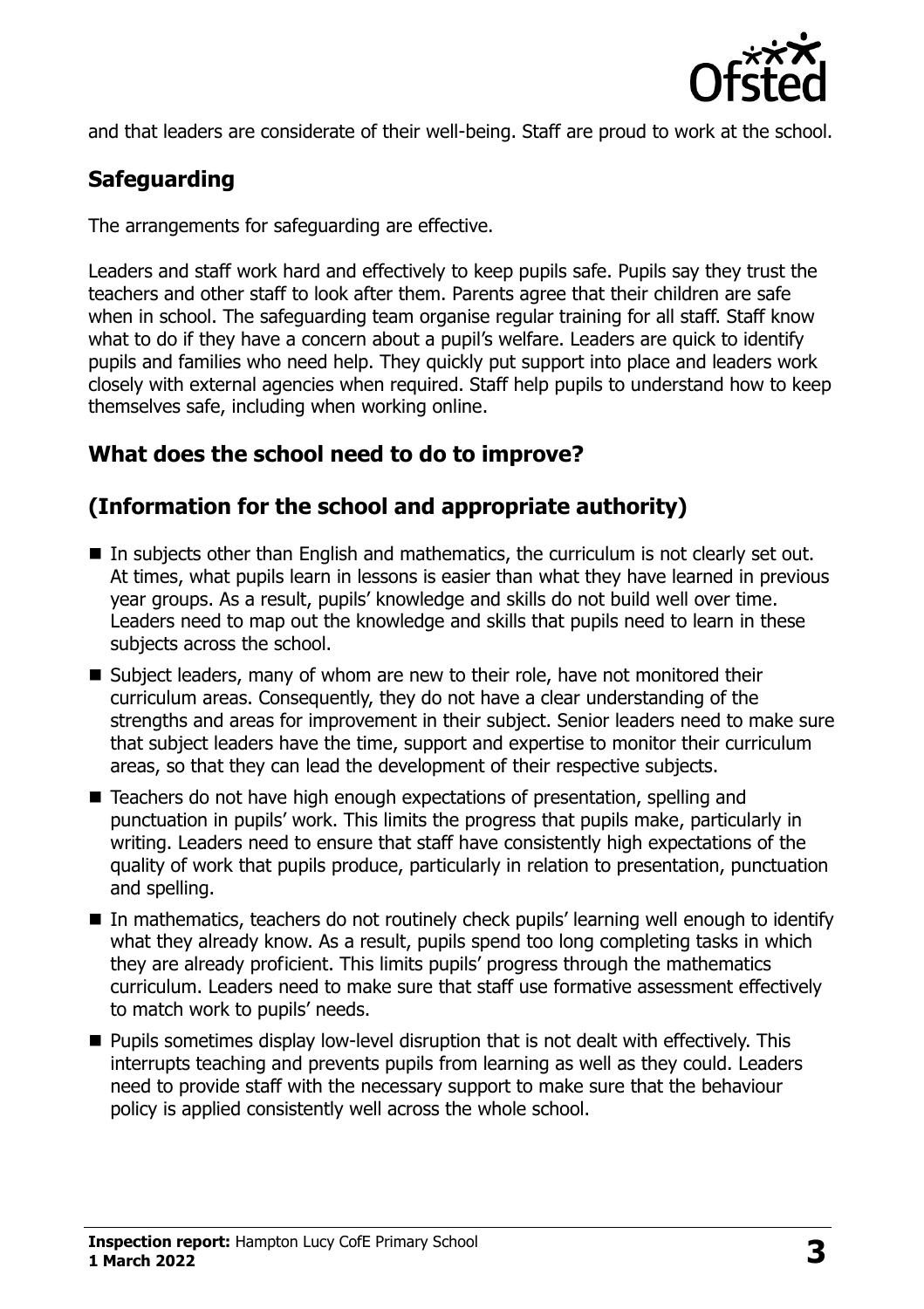and that leaders are considerate of their well-being. Staff are proud to work at the school.

## Safeguarding

The arrangements for safeguarding are effective.

Leaders and staff work hard and effectively to keep pupils safe. Pupils say they trust the teachers and other staff to look after them. Parents agree that their children are safe when in school. The safeguarding team organise regular training for all staff. Staff know what to do if they have a concern about a pupil's welfare. Leaders are quick to identify pupils and families who need help. They quickly put support into place and leaders work closely with external agencies when required. Staff help pupils to understand how to keep themselves safe, including when working online.

## What does the school need to do to improve?

## (Information for the school and appropriate authority)

- In subjects other than English and mathematics, the curriculum is not clearly set out. At times, what pupils learn in lessons is easier than what they have learned in previous year groups. As a result, pupils' knowledge and skills do not build well over time. Leaders need to map out the knowledge and skills that pupils need to learn in these subjects across the school.
- Subject leaders, many of whom are new to their role, have not monitored their curriculum areas. Consequently, they do not have a clear understanding of the strengths and areas for improvement in their subject. Senior leaders need to make sure that subject leaders have the time, support and expertise to monitor their curriculum areas, so that they can lead the development of their respective subjects.
- Teachers do not have high enough expectations of presentation, spelling and punctuation in pupils' work. This limits the progress that pupils make, particularly in writing. Leaders need to ensure that staff have consistently high expectations of the quality of work that pupils produce, particularly in relation to presentation, punctuation and spelling.
- In mathematics, teachers do not routinely check pupils' learning well enough to identify what they already know. As a result, pupils spend too long completing tasks in which they are already proficient. This limits pupils' progress through the mathematics curriculum. Leaders need to make sure that staff use formative assessment effectively to match work to pupils' needs.
- Pupils sometimes display low-level disruption that is not dealt with effectively. This interrupts teaching and prevents pupils from learning as well as they could. Leaders need to provide staff with the necessary support to make sure that the behaviour policy is applied consistently well across the whole school.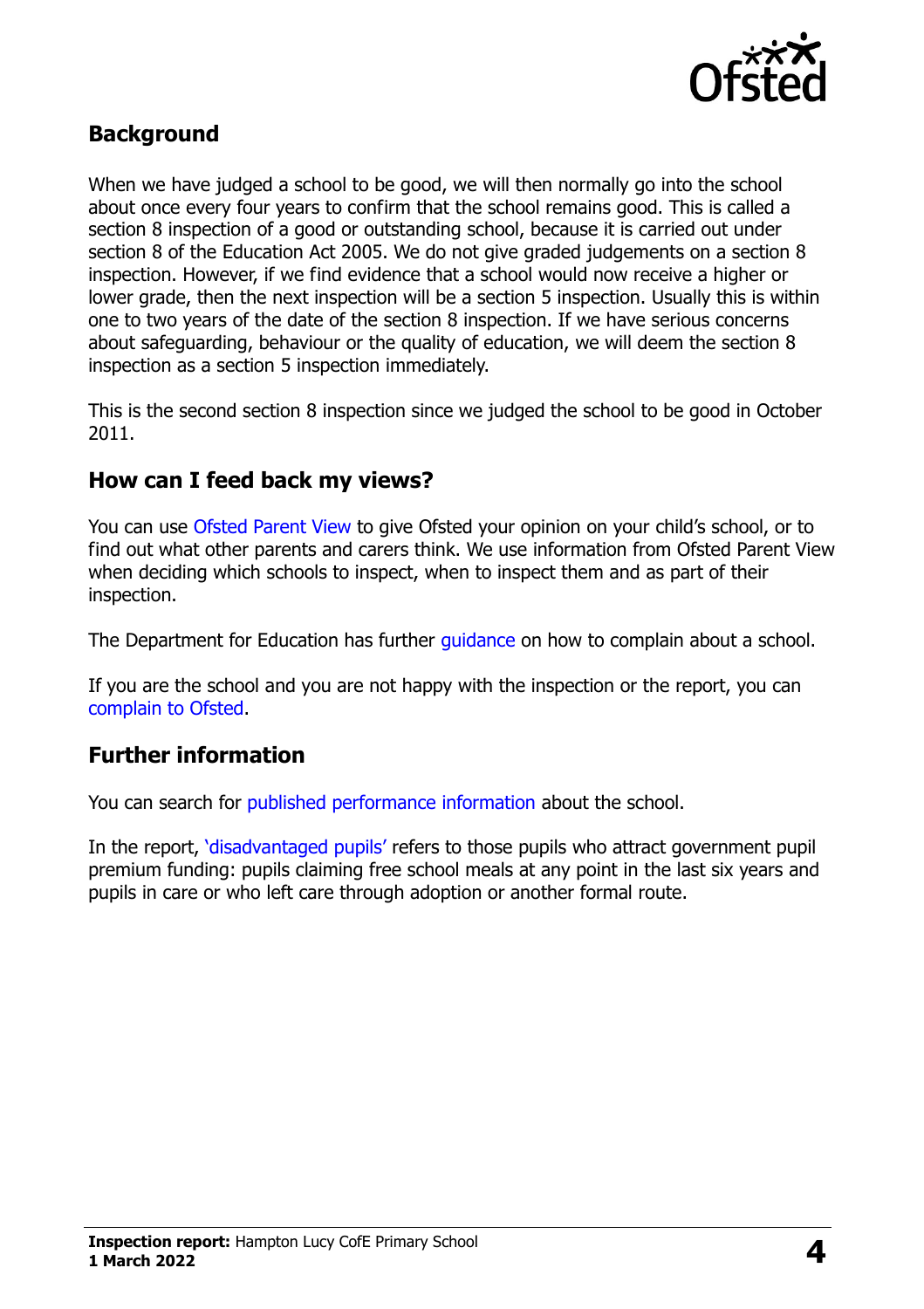## Background

When we have judged a school to be good, we will then normally go into the school about once every four years to confirm that the school remains good. This is called a section 8 inspection of a good or outstanding school, because it is carried out under section 8 of the Education Act 2005. We do not give graded judgements on a section 8 inspection. However, if we find evidence that a school would now receive a higher or lower grade, then the next inspection will be a section 5 inspection. Usually this is within one to two years of the date of the section 8 inspection. If we have serious concerns about safeguarding, behaviour or the quality of education, we will deem the section 8 inspection as a section 5 inspection immediately.

This is the second section 8 inspection since we judged the school to be good in October 2011.

## How can I feed back my views?

You can use Ofsted Parent View to give Ofsted your opinion on your child's school, or to find out what other parents and carers think. We use information from Ofsted Parent View when deciding which schools to inspect, when to inspect them and as part of their inspection.

The Department for Education has further guidance on how to complain about a school.

If you are the school and you are not happy with the inspection or the report, you can complain to Ofsted.

## Further information

You can search for published performance information about the school.

In the report, 'disadvantaged pupils' refers to those pupils who attract government pupil premium funding: pupils claiming free school meals at any point in the last six years and pupils in care or who left care through adoption or another formal route.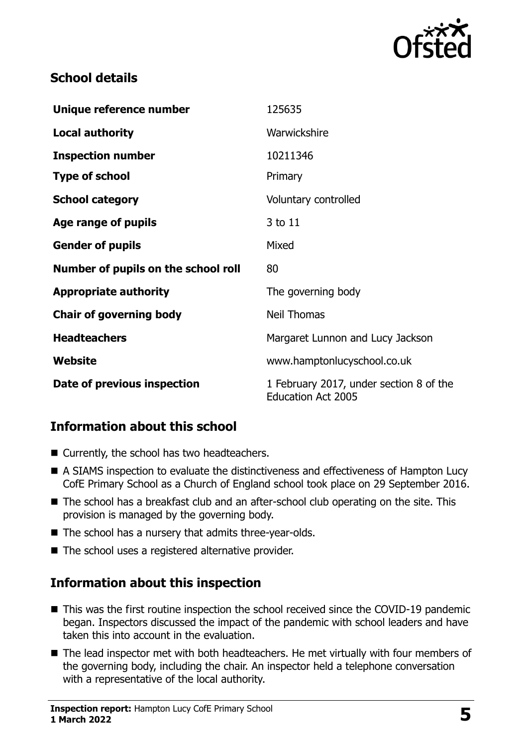## School details

| | |
|---|---|
| **Unique reference number** | 125635 |
| **Local authority** | Warwickshire |
| **Inspection number** | 10211346 |
| **Type of school** | Primary |
| **School category** | Voluntary controlled |
| **Age range of pupils** | 3 to 11 |
| **Gender of pupils** | Mixed |
| **Number of pupils on the school roll** | 80 |
| **Appropriate authority** | The governing body |
| **Chair of governing body** | Neil Thomas |
| **Headteachers** | Margaret Lunnon and Lucy Jackson |
| **Website** | www.hamptonlucyschool.co.uk |
| **Date of previous inspection** | 1 February 2017, under section 8 of the Education Act 2005 |

## Information about this school

- Currently, the school has two headteachers.
- A SIAMS inspection to evaluate the distinctiveness and effectiveness of Hampton Lucy CofE Primary School as a Church of England school took place on 29 September 2016.
- The school has a breakfast club and an after-school club operating on the site. This provision is managed by the governing body.
- The school has a nursery that admits three-year-olds.
- The school uses a registered alternative provider.

## Information about this inspection

- This was the first routine inspection the school received since the COVID-19 pandemic began. Inspectors discussed the impact of the pandemic with school leaders and have taken this into account in the evaluation.
- The lead inspector met with both headteachers. He met virtually with four members of the governing body, including the chair. An inspector held a telephone conversation with a representative of the local authority.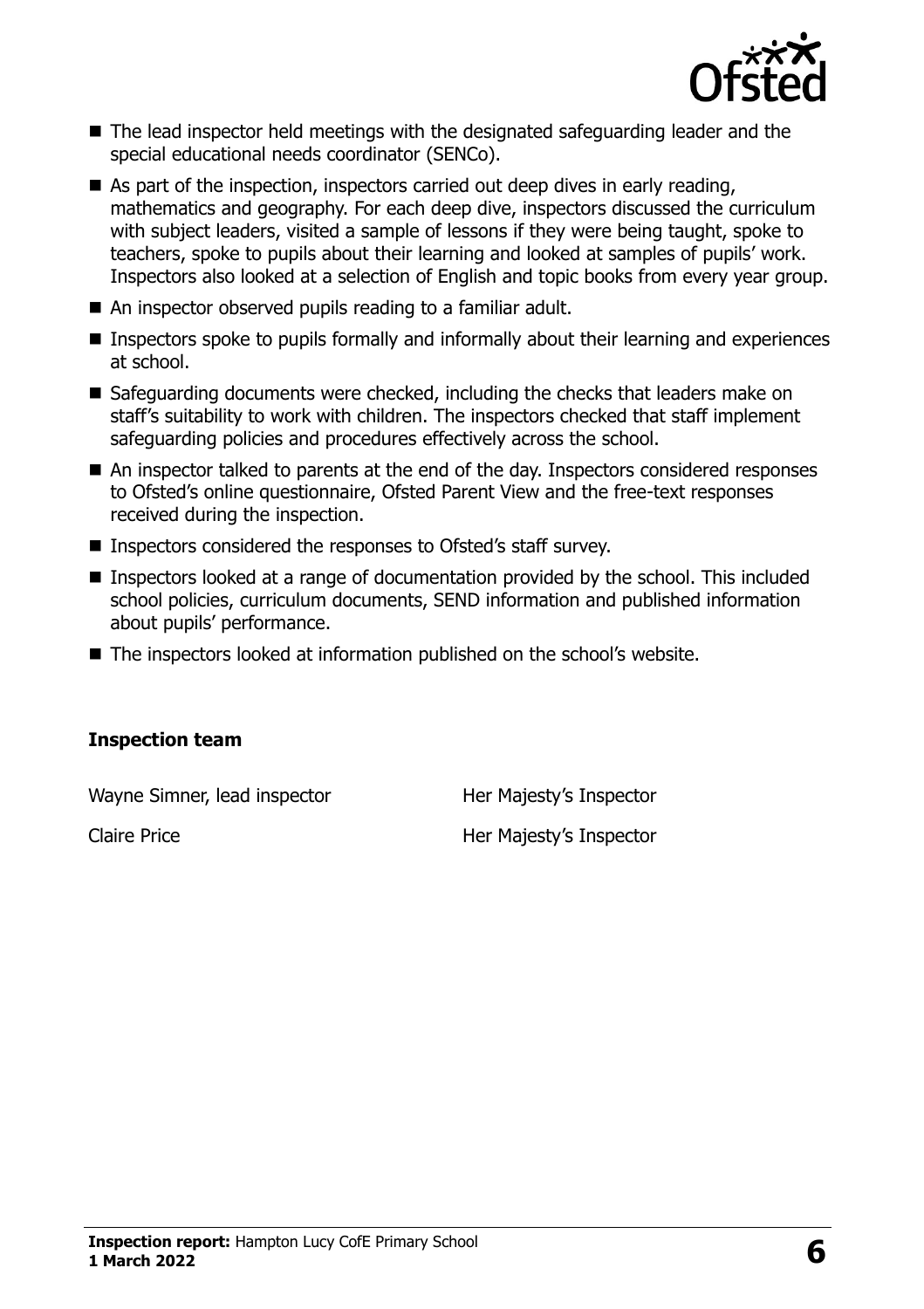- The lead inspector held meetings with the designated safeguarding leader and the special educational needs coordinator (SENCo).
- As part of the inspection, inspectors carried out deep dives in early reading, mathematics and geography. For each deep dive, inspectors discussed the curriculum with subject leaders, visited a sample of lessons if they were being taught, spoke to teachers, spoke to pupils about their learning and looked at samples of pupils' work. Inspectors also looked at a selection of English and topic books from every year group.
- An inspector observed pupils reading to a familiar adult.
- Inspectors spoke to pupils formally and informally about their learning and experiences at school.
- Safeguarding documents were checked, including the checks that leaders make on staff's suitability to work with children. The inspectors checked that staff implement safeguarding policies and procedures effectively across the school.
- An inspector talked to parents at the end of the day. Inspectors considered responses to Ofsted's online questionnaire, Ofsted Parent View and the free-text responses received during the inspection.
- Inspectors considered the responses to Ofsted's staff survey.
- Inspectors looked at a range of documentation provided by the school. This included school policies, curriculum documents, SEND information and published information about pupils' performance.
- The inspectors looked at information published on the school's website.

### Inspection team

| | |
|---|---|
| Wayne Simner, lead inspector | Her Majesty's Inspector |
| Claire Price | Her Majesty's Inspector |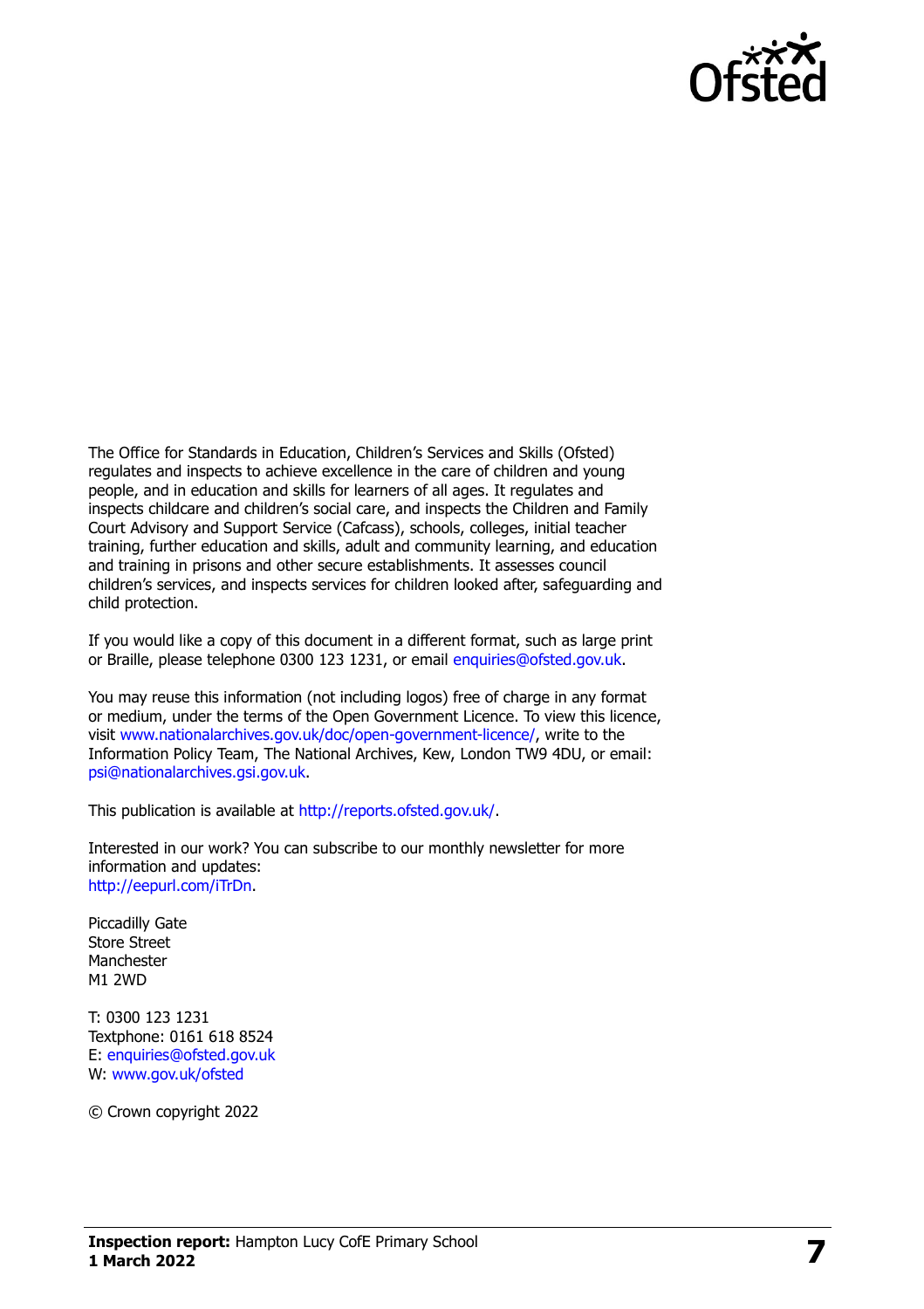The Office for Standards in Education, Children's Services and Skills (Ofsted) regulates and inspects to achieve excellence in the care of children and young people, and in education and skills for learners of all ages. It regulates and inspects childcare and children's social care, and inspects the Children and Family Court Advisory and Support Service (Cafcass), schools, colleges, initial teacher training, further education and skills, adult and community learning, and education and training in prisons and other secure establishments. It assesses council children's services, and inspects services for children looked after, safeguarding and child protection.

If you would like a copy of this document in a different format, such as large print or Braille, please telephone 0300 123 1231, or email enquiries@ofsted.gov.uk.

You may reuse this information (not including logos) free of charge in any format or medium, under the terms of the Open Government Licence. To view this licence, visit www.nationalarchives.gov.uk/doc/open-government-licence/, write to the Information Policy Team, The National Archives, Kew, London TW9 4DU, or email: psi@nationalarchives.gsi.gov.uk.

This publication is available at http://reports.ofsted.gov.uk/.

Interested in our work? You can subscribe to our monthly newsletter for more information and updates:
http://eepurl.com/iTrDn.

Piccadilly Gate
Store Street
Manchester
M1 2WD

T: 0300 123 1231
Textphone: 0161 618 8524
E: enquiries@ofsted.gov.uk
W: www.gov.uk/ofsted

© Crown copyright 2022